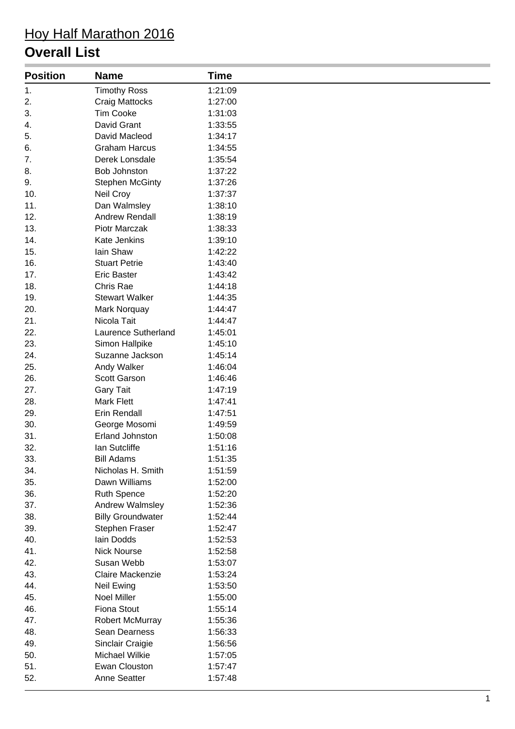# Hoy Half Marathon 2016

## Overall List

| Position | Name | Time |
|---|---|---|
| 1. | Timothy Ross | 1:21:09 |
| 2. | Craig Mattocks | 1:27:00 |
| 3. | Tim Cooke | 1:31:03 |
| 4. | David Grant | 1:33:55 |
| 5. | David Macleod | 1:34:17 |
| 6. | Graham Harcus | 1:34:55 |
| 7. | Derek Lonsdale | 1:35:54 |
| 8. | Bob Johnston | 1:37:22 |
| 9. | Stephen McGinty | 1:37:26 |
| 10. | Neil Croy | 1:37:37 |
| 11. | Dan Walmsley | 1:38:10 |
| 12. | Andrew Rendall | 1:38:19 |
| 13. | Piotr Marczak | 1:38:33 |
| 14. | Kate Jenkins | 1:39:10 |
| 15. | Iain Shaw | 1:42:22 |
| 16. | Stuart Petrie | 1:43:40 |
| 17. | Eric Baster | 1:43:42 |
| 18. | Chris Rae | 1:44:18 |
| 19. | Stewart Walker | 1:44:35 |
| 20. | Mark Norquay | 1:44:47 |
| 21. | Nicola Tait | 1:44:47 |
| 22. | Laurence Sutherland | 1:45:01 |
| 23. | Simon Hallpike | 1:45:10 |
| 24. | Suzanne Jackson | 1:45:14 |
| 25. | Andy Walker | 1:46:04 |
| 26. | Scott Garson | 1:46:46 |
| 27. | Gary Tait | 1:47:19 |
| 28. | Mark Flett | 1:47:41 |
| 29. | Erin Rendall | 1:47:51 |
| 30. | George Mosomi | 1:49:59 |
| 31. | Erland Johnston | 1:50:08 |
| 32. | Ian Sutcliffe | 1:51:16 |
| 33. | Bill Adams | 1:51:35 |
| 34. | Nicholas H. Smith | 1:51:59 |
| 35. | Dawn Williams | 1:52:00 |
| 36. | Ruth Spence | 1:52:20 |
| 37. | Andrew Walmsley | 1:52:36 |
| 38. | Billy Groundwater | 1:52:44 |
| 39. | Stephen Fraser | 1:52:47 |
| 40. | Iain Dodds | 1:52:53 |
| 41. | Nick Nourse | 1:52:58 |
| 42. | Susan Webb | 1:53:07 |
| 43. | Claire Mackenzie | 1:53:24 |
| 44. | Neil Ewing | 1:53:50 |
| 45. | Noel Miller | 1:55:00 |
| 46. | Fiona Stout | 1:55:14 |
| 47. | Robert McMurray | 1:55:36 |
| 48. | Sean Dearness | 1:56:33 |
| 49. | Sinclair Craigie | 1:56:56 |
| 50. | Michael Wilkie | 1:57:05 |
| 51. | Ewan Clouston | 1:57:47 |
| 52. | Anne Seatter | 1:57:48 |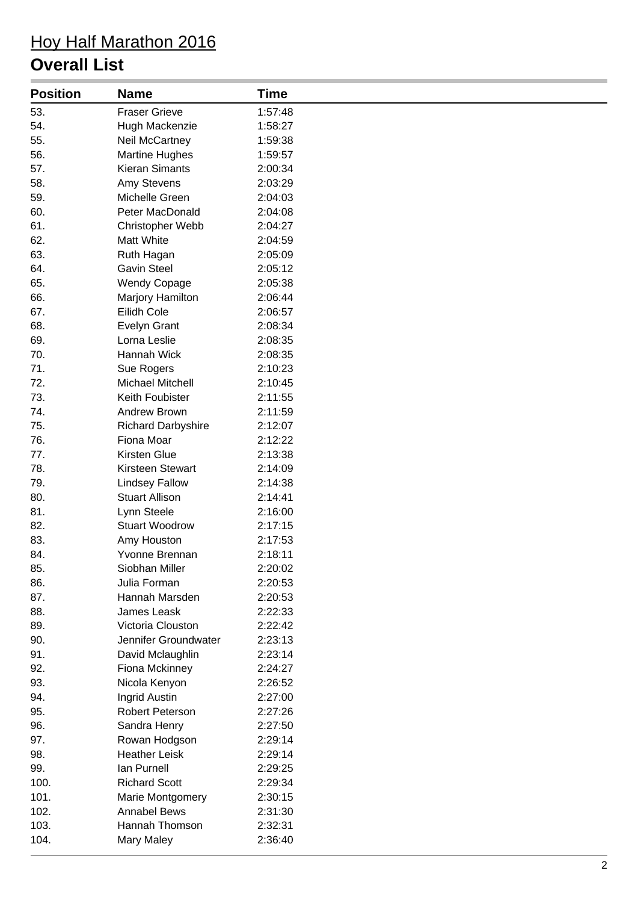# Hoy Half Marathon 2016

## Overall List

| Position | Name | Time |
|---|---|---|
| 53. | Fraser Grieve | 1:57:48 |
| 54. | Hugh Mackenzie | 1:58:27 |
| 55. | Neil McCartney | 1:59:38 |
| 56. | Martine Hughes | 1:59:57 |
| 57. | Kieran Simants | 2:00:34 |
| 58. | Amy Stevens | 2:03:29 |
| 59. | Michelle Green | 2:04:03 |
| 60. | Peter MacDonald | 2:04:08 |
| 61. | Christopher Webb | 2:04:27 |
| 62. | Matt White | 2:04:59 |
| 63. | Ruth Hagan | 2:05:09 |
| 64. | Gavin Steel | 2:05:12 |
| 65. | Wendy Copage | 2:05:38 |
| 66. | Marjory Hamilton | 2:06:44 |
| 67. | Eilidh Cole | 2:06:57 |
| 68. | Evelyn Grant | 2:08:34 |
| 69. | Lorna Leslie | 2:08:35 |
| 70. | Hannah Wick | 2:08:35 |
| 71. | Sue Rogers | 2:10:23 |
| 72. | Michael Mitchell | 2:10:45 |
| 73. | Keith Foubister | 2:11:55 |
| 74. | Andrew Brown | 2:11:59 |
| 75. | Richard Darbyshire | 2:12:07 |
| 76. | Fiona Moar | 2:12:22 |
| 77. | Kirsten Glue | 2:13:38 |
| 78. | Kirsteen Stewart | 2:14:09 |
| 79. | Lindsey Fallow | 2:14:38 |
| 80. | Stuart Allison | 2:14:41 |
| 81. | Lynn Steele | 2:16:00 |
| 82. | Stuart Woodrow | 2:17:15 |
| 83. | Amy Houston | 2:17:53 |
| 84. | Yvonne Brennan | 2:18:11 |
| 85. | Siobhan Miller | 2:20:02 |
| 86. | Julia Forman | 2:20:53 |
| 87. | Hannah Marsden | 2:20:53 |
| 88. | James Leask | 2:22:33 |
| 89. | Victoria Clouston | 2:22:42 |
| 90. | Jennifer Groundwater | 2:23:13 |
| 91. | David Mclaughlin | 2:23:14 |
| 92. | Fiona Mckinney | 2:24:27 |
| 93. | Nicola Kenyon | 2:26:52 |
| 94. | Ingrid Austin | 2:27:00 |
| 95. | Robert Peterson | 2:27:26 |
| 96. | Sandra Henry | 2:27:50 |
| 97. | Rowan Hodgson | 2:29:14 |
| 98. | Heather Leisk | 2:29:14 |
| 99. | Ian Purnell | 2:29:25 |
| 100. | Richard Scott | 2:29:34 |
| 101. | Marie Montgomery | 2:30:15 |
| 102. | Annabel Bews | 2:31:30 |
| 103. | Hannah Thomson | 2:32:31 |
| 104. | Mary Maley | 2:36:40 |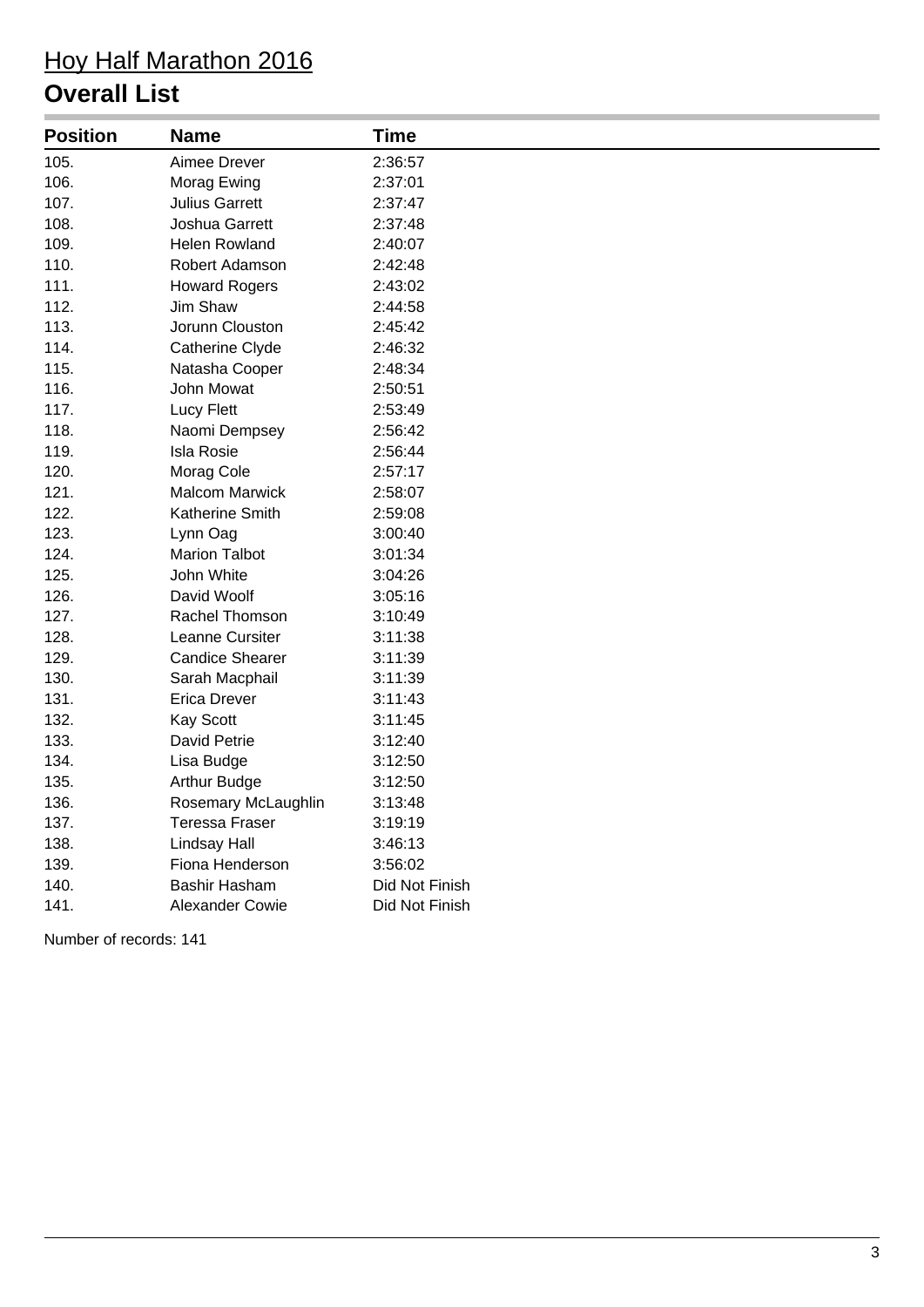# Hoy Half Marathon 2016

## Overall List

| Position | Name | Time |
|---|---|---|
| 105. | Aimee Drever | 2:36:57 |
| 106. | Morag Ewing | 2:37:01 |
| 107. | Julius Garrett | 2:37:47 |
| 108. | Joshua Garrett | 2:37:48 |
| 109. | Helen Rowland | 2:40:07 |
| 110. | Robert Adamson | 2:42:48 |
| 111. | Howard Rogers | 2:43:02 |
| 112. | Jim Shaw | 2:44:58 |
| 113. | Jorunn Clouston | 2:45:42 |
| 114. | Catherine Clyde | 2:46:32 |
| 115. | Natasha Cooper | 2:48:34 |
| 116. | John Mowat | 2:50:51 |
| 117. | Lucy Flett | 2:53:49 |
| 118. | Naomi Dempsey | 2:56:42 |
| 119. | Isla Rosie | 2:56:44 |
| 120. | Morag Cole | 2:57:17 |
| 121. | Malcom Marwick | 2:58:07 |
| 122. | Katherine Smith | 2:59:08 |
| 123. | Lynn Oag | 3:00:40 |
| 124. | Marion Talbot | 3:01:34 |
| 125. | John White | 3:04:26 |
| 126. | David Woolf | 3:05:16 |
| 127. | Rachel Thomson | 3:10:49 |
| 128. | Leanne Cursiter | 3:11:38 |
| 129. | Candice Shearer | 3:11:39 |
| 130. | Sarah Macphail | 3:11:39 |
| 131. | Erica Drever | 3:11:43 |
| 132. | Kay Scott | 3:11:45 |
| 133. | David Petrie | 3:12:40 |
| 134. | Lisa Budge | 3:12:50 |
| 135. | Arthur Budge | 3:12:50 |
| 136. | Rosemary McLaughlin | 3:13:48 |
| 137. | Teressa Fraser | 3:19:19 |
| 138. | Lindsay Hall | 3:46:13 |
| 139. | Fiona Henderson | 3:56:02 |
| 140. | Bashir Hasham | Did Not Finish |
| 141. | Alexander Cowie | Did Not Finish |

Number of records: 141